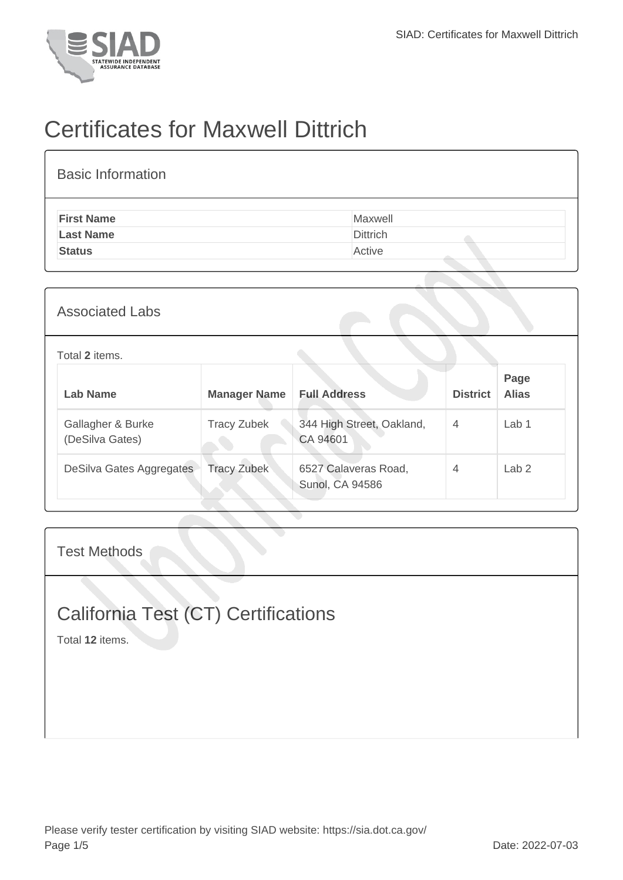# Certificates for Maxwell Dittrich

## Basic Information

| | |
|---|---|
| **First Name** | Maxwell |
| **Last Name** | Dittrich |
| **Status** | Active |

## Associated Labs

Total **2** items.

| Lab Name | Manager Name | Full Address | District | Page Alias |
|---|---|---|---|---|
| Gallagher & Burke (DeSilva Gates) | Tracy Zubek | 344 High Street, Oakland, CA 94601 | 4 | Lab 1 |
| DeSilva Gates Aggregates | Tracy Zubek | 6527 Calaveras Road, Sunol, CA 94586 | 4 | Lab 2 |

## Test Methods

## California Test (CT) Certifications

Total **12** items.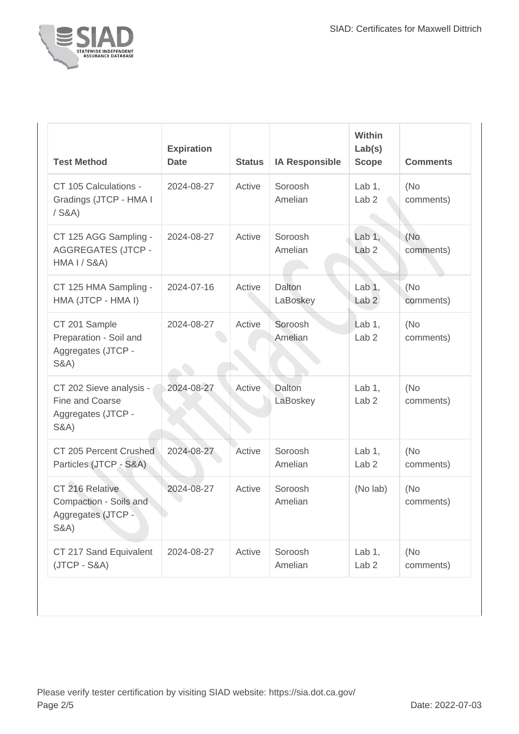| Test Method | Expiration Date | Status | IA Responsible | Within Lab(s) Scope | Comments |
| --- | --- | --- | --- | --- | --- |
| CT 105 Calculations - Gradings (JTCP - HMA I / S&A) | 2024-08-27 | Active | Soroosh Amelian | Lab 1, Lab 2 | (No comments) |
| CT 125 AGG Sampling - AGGREGATES (JTCP - HMA I / S&A) | 2024-08-27 | Active | Soroosh Amelian | Lab 1, Lab 2 | (No comments) |
| CT 125 HMA Sampling - HMA (JTCP - HMA I) | 2024-07-16 | Active | Dalton LaBoskey | Lab 1, Lab 2 | (No comments) |
| CT 201 Sample Preparation - Soil and Aggregates (JTCP - S&A) | 2024-08-27 | Active | Soroosh Amelian | Lab 1, Lab 2 | (No comments) |
| CT 202 Sieve analysis - Fine and Coarse Aggregates (JTCP - S&A) | 2024-08-27 | Active | Dalton LaBoskey | Lab 1, Lab 2 | (No comments) |
| CT 205 Percent Crushed Particles (JTCP - S&A) | 2024-08-27 | Active | Soroosh Amelian | Lab 1, Lab 2 | (No comments) |
| CT 216 Relative Compaction - Soils and Aggregates (JTCP - S&A) | 2024-08-27 | Active | Soroosh Amelian | (No lab) | (No comments) |
| CT 217 Sand Equivalent (JTCP - S&A) | 2024-08-27 | Active | Soroosh Amelian | Lab 1, Lab 2 | (No comments) |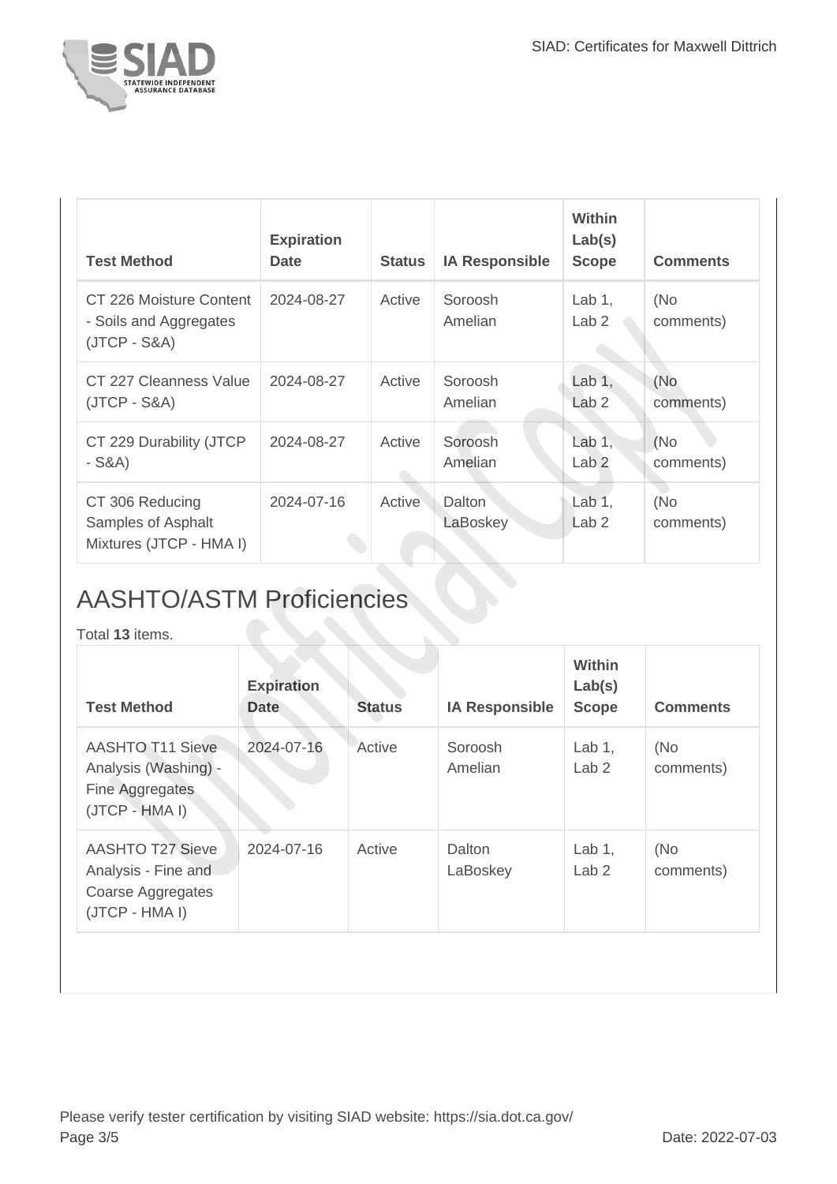| Test Method | Expiration Date | Status | IA Responsible | Within Lab(s) Scope | Comments |
|---|---|---|---|---|---|
| CT 226 Moisture Content - Soils and Aggregates (JTCP - S&A) | 2024-08-27 | Active | Soroosh Amelian | Lab 1, Lab 2 | (No comments) |
| CT 227 Cleanness Value (JTCP - S&A) | 2024-08-27 | Active | Soroosh Amelian | Lab 1, Lab 2 | (No comments) |
| CT 229 Durability (JTCP - S&A) | 2024-08-27 | Active | Soroosh Amelian | Lab 1, Lab 2 | (No comments) |
| CT 306 Reducing Samples of Asphalt Mixtures (JTCP - HMA I) | 2024-07-16 | Active | Dalton LaBoskey | Lab 1, Lab 2 | (No comments) |

## AASHTO/ASTM Proficiencies

Total **13** items.

| Test Method | Expiration Date | Status | IA Responsible | Within Lab(s) Scope | Comments |
|---|---|---|---|---|---|
| AASHTO T11 Sieve Analysis (Washing) - Fine Aggregates (JTCP - HMA I) | 2024-07-16 | Active | Soroosh Amelian | Lab 1, Lab 2 | (No comments) |
| AASHTO T27 Sieve Analysis - Fine and Coarse Aggregates (JTCP - HMA I) | 2024-07-16 | Active | Dalton LaBoskey | Lab 1, Lab 2 | (No comments) |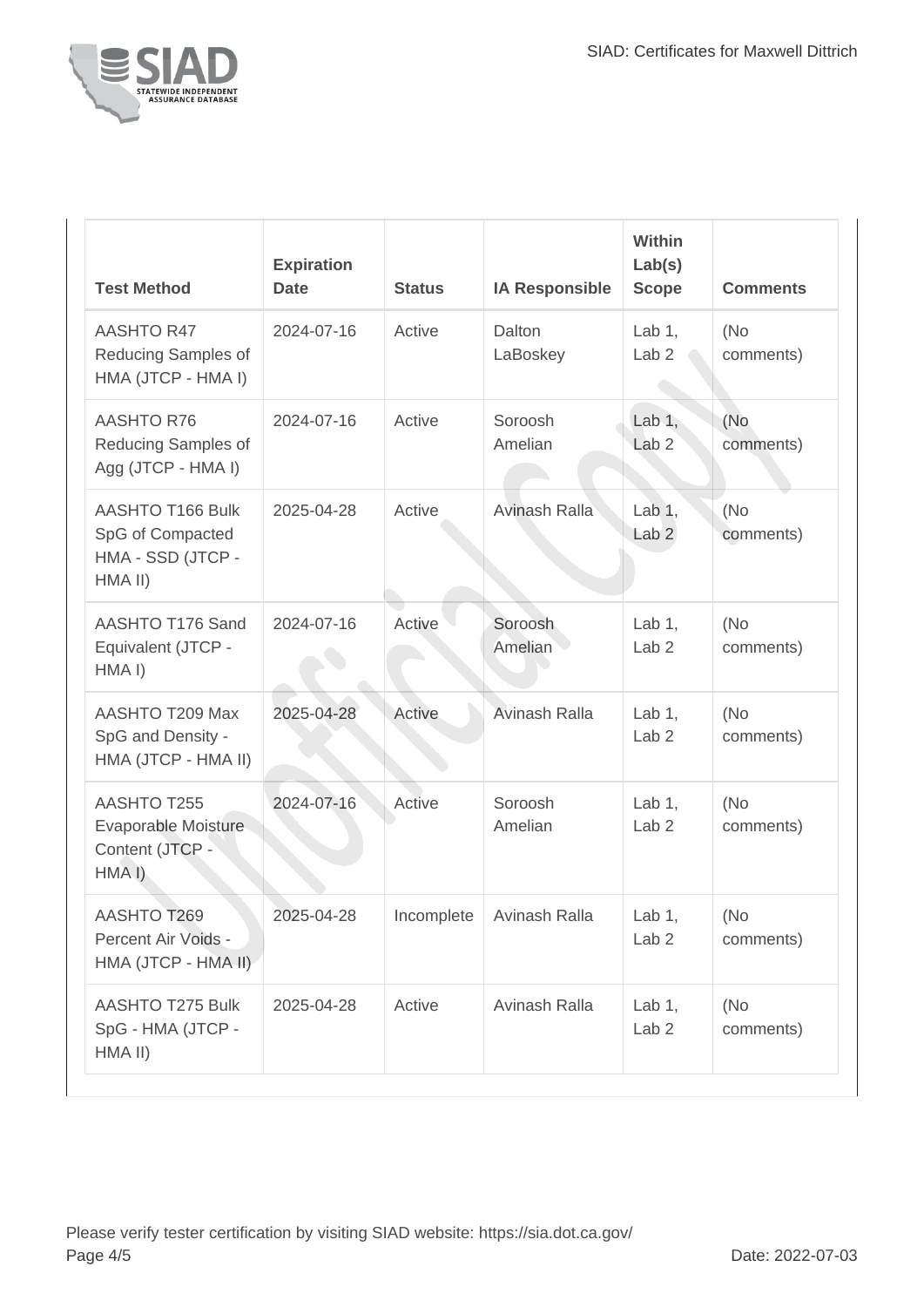| Test Method | Expiration Date | Status | IA Responsible | Within Lab(s) Scope | Comments |
| --- | --- | --- | --- | --- | --- |
| AASHTO R47 Reducing Samples of HMA (JTCP - HMA I) | 2024-07-16 | Active | Dalton LaBoskey | Lab 1, Lab 2 | (No comments) |
| AASHTO R76 Reducing Samples of Agg (JTCP - HMA I) | 2024-07-16 | Active | Soroosh Amelian | Lab 1, Lab 2 | (No comments) |
| AASHTO T166 Bulk SpG of Compacted HMA - SSD (JTCP - HMA II) | 2025-04-28 | Active | Avinash Ralla | Lab 1, Lab 2 | (No comments) |
| AASHTO T176 Sand Equivalent (JTCP - HMA I) | 2024-07-16 | Active | Soroosh Amelian | Lab 1, Lab 2 | (No comments) |
| AASHTO T209 Max SpG and Density - HMA (JTCP - HMA II) | 2025-04-28 | Active | Avinash Ralla | Lab 1, Lab 2 | (No comments) |
| AASHTO T255 Evaporable Moisture Content (JTCP - HMA I) | 2024-07-16 | Active | Soroosh Amelian | Lab 1, Lab 2 | (No comments) |
| AASHTO T269 Percent Air Voids - HMA (JTCP - HMA II) | 2025-04-28 | Incomplete | Avinash Ralla | Lab 1, Lab 2 | (No comments) |
| AASHTO T275 Bulk SpG - HMA (JTCP - HMA II) | 2025-04-28 | Active | Avinash Ralla | Lab 1, Lab 2 | (No comments) |

Please verify tester certification by visiting SIAD website: https://sia.dot.ca.gov/

Date: 2022-07-03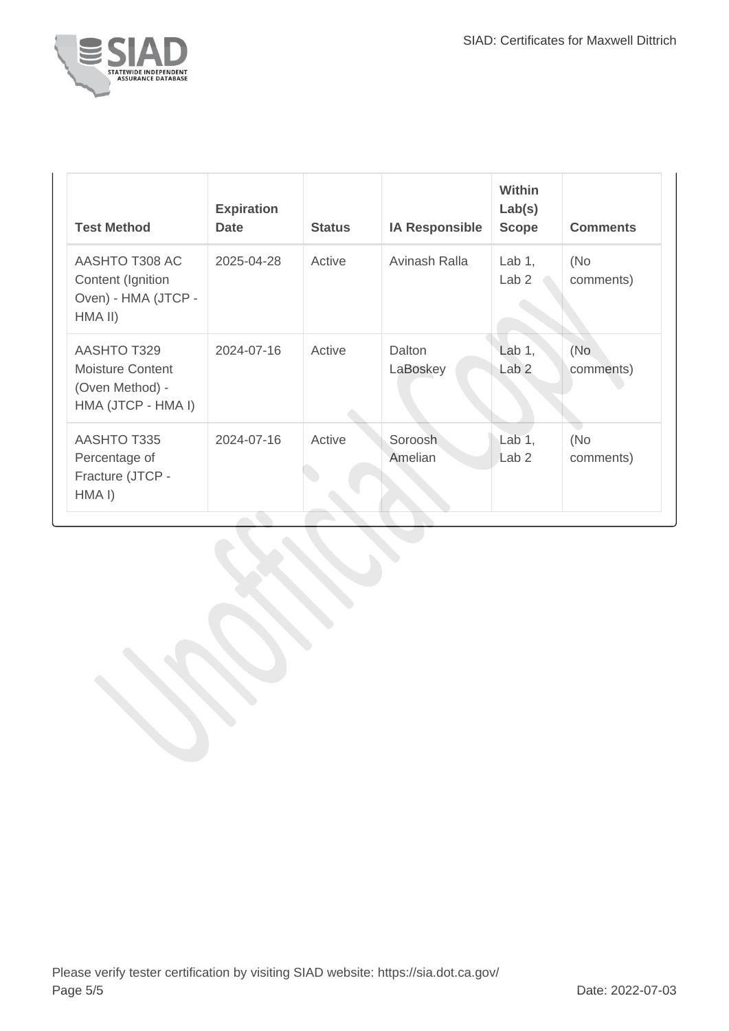| Test Method | Expiration Date | Status | IA Responsible | Within Lab(s) Scope | Comments |
|---|---|---|---|---|---|
| AASHTO T308 AC Content (Ignition Oven) - HMA (JTCP - HMA II) | 2025-04-28 | Active | Avinash Ralla | Lab 1, Lab 2 | (No comments) |
| AASHTO T329 Moisture Content (Oven Method) - HMA (JTCP - HMA I) | 2024-07-16 | Active | Dalton LaBoskey | Lab 1, Lab 2 | (No comments) |
| AASHTO T335 Percentage of Fracture (JTCP - HMA I) | 2024-07-16 | Active | Soroosh Amelian | Lab 1, Lab 2 | (No comments) |

Please verify tester certification by visiting SIAD website: https://sia.dot.ca.gov/

Date: 2022-07-03